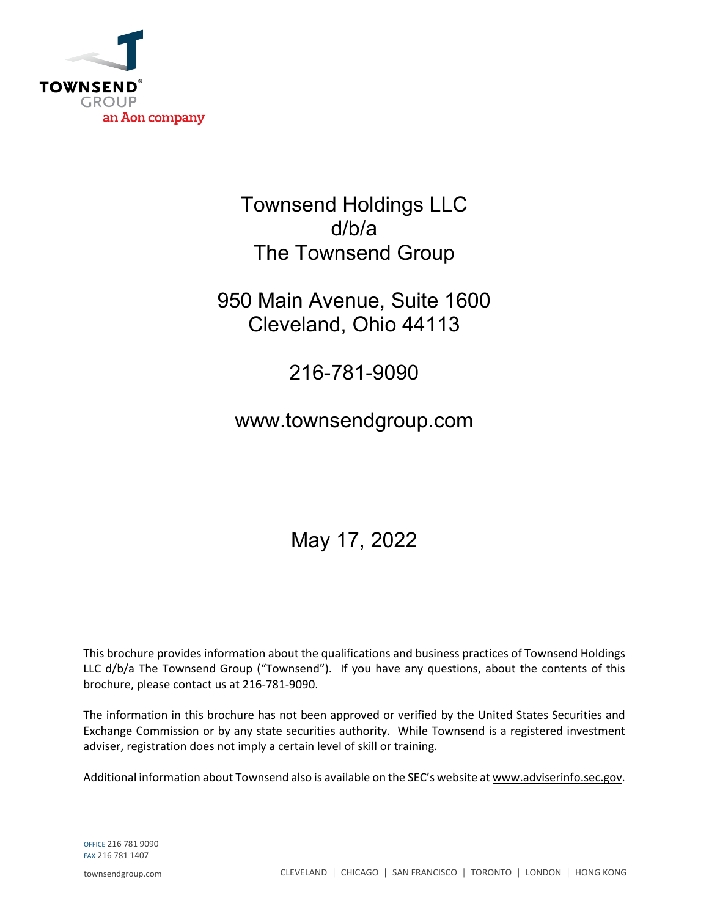TOWNSEND®
GROUP
an Aon company

# Townsend Holdings LLC
# d/b/a
# The Townsend Group

950 Main Avenue, Suite 1600
Cleveland, Ohio 44113

216-781-9090

www.townsendgroup.com

May 17, 2022

This brochure provides information about the qualifications and business practices of Townsend Holdings LLC d/b/a The Townsend Group ("Townsend"). If you have any questions, about the contents of this brochure, please contact us at 216-781-9090.

The information in this brochure has not been approved or verified by the United States Securities and Exchange Commission or by any state securities authority. While Townsend is a registered investment adviser, registration does not imply a certain level of skill or training.

Additional information about Townsend also is available on the SEC's website at www.adviserinfo.sec.gov.

OFFICE 216 781 9090
FAX 216 781 1407

townsendgroup.com

CLEVELAND | CHICAGO | SAN FRANCISCO | TORONTO | LONDON | HONG KONG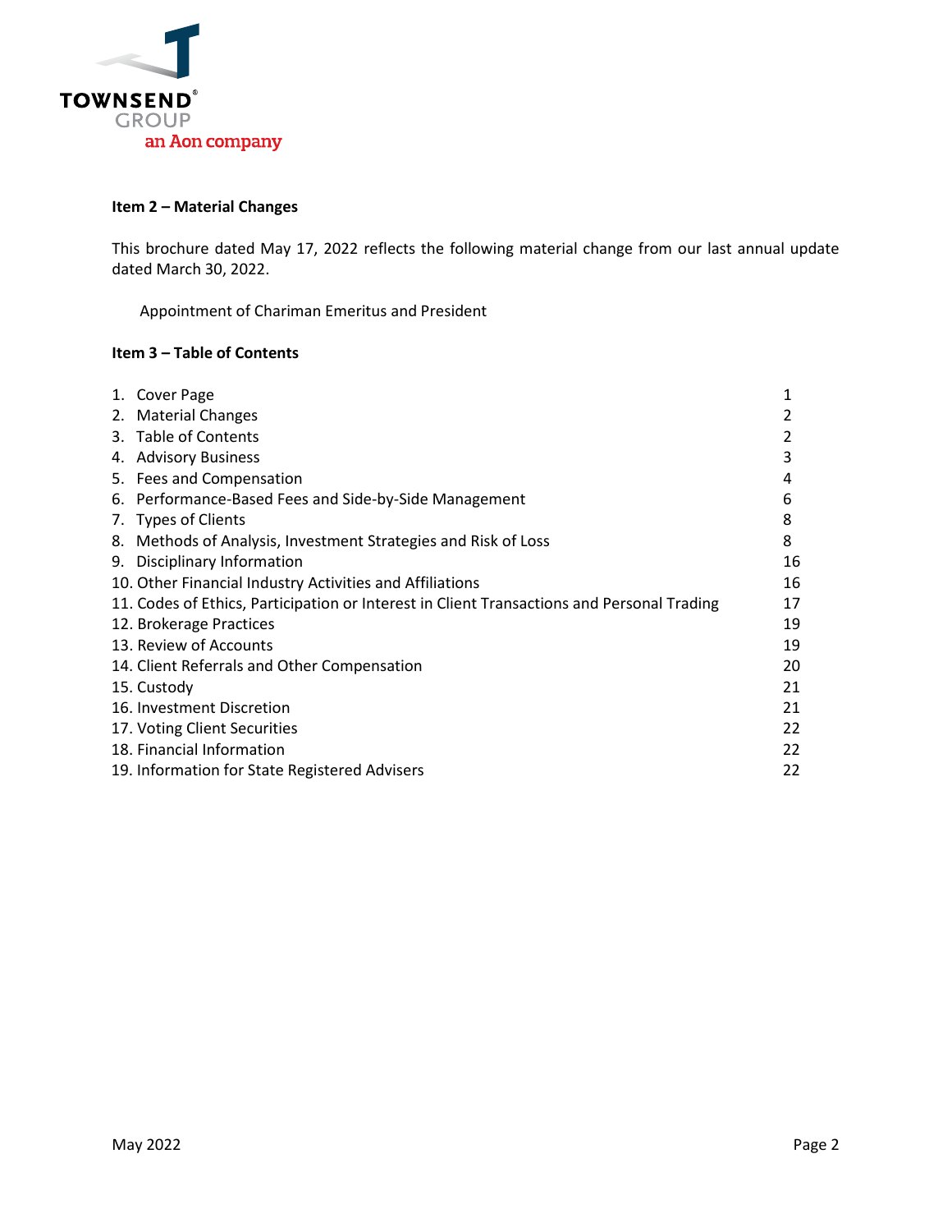## Item 2 – Material Changes

This brochure dated May 17, 2022 reflects the following material change from our last annual update dated March 30, 2022.

Appointment of Chariman Emeritus and President

## Item 3 – Table of Contents

| | |
|---|---|
| 1. Cover Page | 1 |
| 2. Material Changes | 2 |
| 3. Table of Contents | 2 |
| 4. Advisory Business | 3 |
| 5. Fees and Compensation | 4 |
| 6. Performance-Based Fees and Side-by-Side Management | 6 |
| 7. Types of Clients | 8 |
| 8. Methods of Analysis, Investment Strategies and Risk of Loss | 8 |
| 9. Disciplinary Information | 16 |
| 10. Other Financial Industry Activities and Affiliations | 16 |
| 11. Codes of Ethics, Participation or Interest in Client Transactions and Personal Trading | 17 |
| 12. Brokerage Practices | 19 |
| 13. Review of Accounts | 19 |
| 14. Client Referrals and Other Compensation | 20 |
| 15. Custody | 21 |
| 16. Investment Discretion | 21 |
| 17. Voting Client Securities | 22 |
| 18. Financial Information | 22 |
| 19. Information for State Registered Advisers | 22 |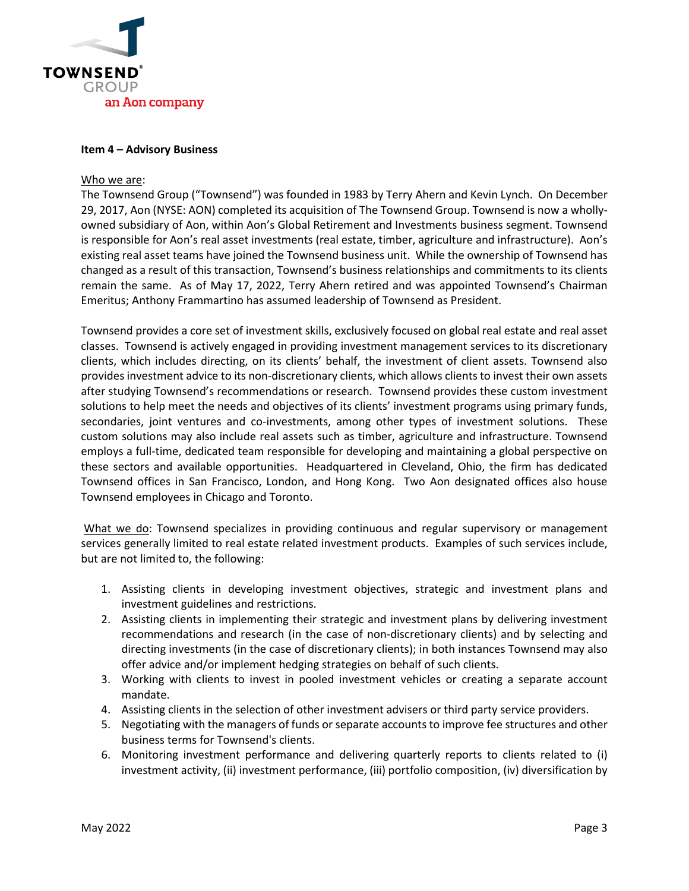**Item 4 – Advisory Business**

Who we are:

The Townsend Group ("Townsend") was founded in 1983 by Terry Ahern and Kevin Lynch. On December 29, 2017, Aon (NYSE: AON) completed its acquisition of The Townsend Group. Townsend is now a wholly-owned subsidiary of Aon, within Aon's Global Retirement and Investments business segment. Townsend is responsible for Aon's real asset investments (real estate, timber, agriculture and infrastructure). Aon's existing real asset teams have joined the Townsend business unit. While the ownership of Townsend has changed as a result of this transaction, Townsend's business relationships and commitments to its clients remain the same. As of May 17, 2022, Terry Ahern retired and was appointed Townsend's Chairman Emeritus; Anthony Frammartino has assumed leadership of Townsend as President.

Townsend provides a core set of investment skills, exclusively focused on global real estate and real asset classes. Townsend is actively engaged in providing investment management services to its discretionary clients, which includes directing, on its clients' behalf, the investment of client assets. Townsend also provides investment advice to its non-discretionary clients, which allows clients to invest their own assets after studying Townsend's recommendations or research. Townsend provides these custom investment solutions to help meet the needs and objectives of its clients' investment programs using primary funds, secondaries, joint ventures and co-investments, among other types of investment solutions. These custom solutions may also include real assets such as timber, agriculture and infrastructure. Townsend employs a full-time, dedicated team responsible for developing and maintaining a global perspective on these sectors and available opportunities. Headquartered in Cleveland, Ohio, the firm has dedicated Townsend offices in San Francisco, London, and Hong Kong. Two Aon designated offices also house Townsend employees in Chicago and Toronto.

What we do: Townsend specializes in providing continuous and regular supervisory or management services generally limited to real estate related investment products. Examples of such services include, but are not limited to, the following:

1. Assisting clients in developing investment objectives, strategic and investment plans and investment guidelines and restrictions.
2. Assisting clients in implementing their strategic and investment plans by delivering investment recommendations and research (in the case of non-discretionary clients) and by selecting and directing investments (in the case of discretionary clients); in both instances Townsend may also offer advice and/or implement hedging strategies on behalf of such clients.
3. Working with clients to invest in pooled investment vehicles or creating a separate account mandate.
4. Assisting clients in the selection of other investment advisers or third party service providers.
5. Negotiating with the managers of funds or separate accounts to improve fee structures and other business terms for Townsend's clients.
6. Monitoring investment performance and delivering quarterly reports to clients related to (i) investment activity, (ii) investment performance, (iii) portfolio composition, (iv) diversification by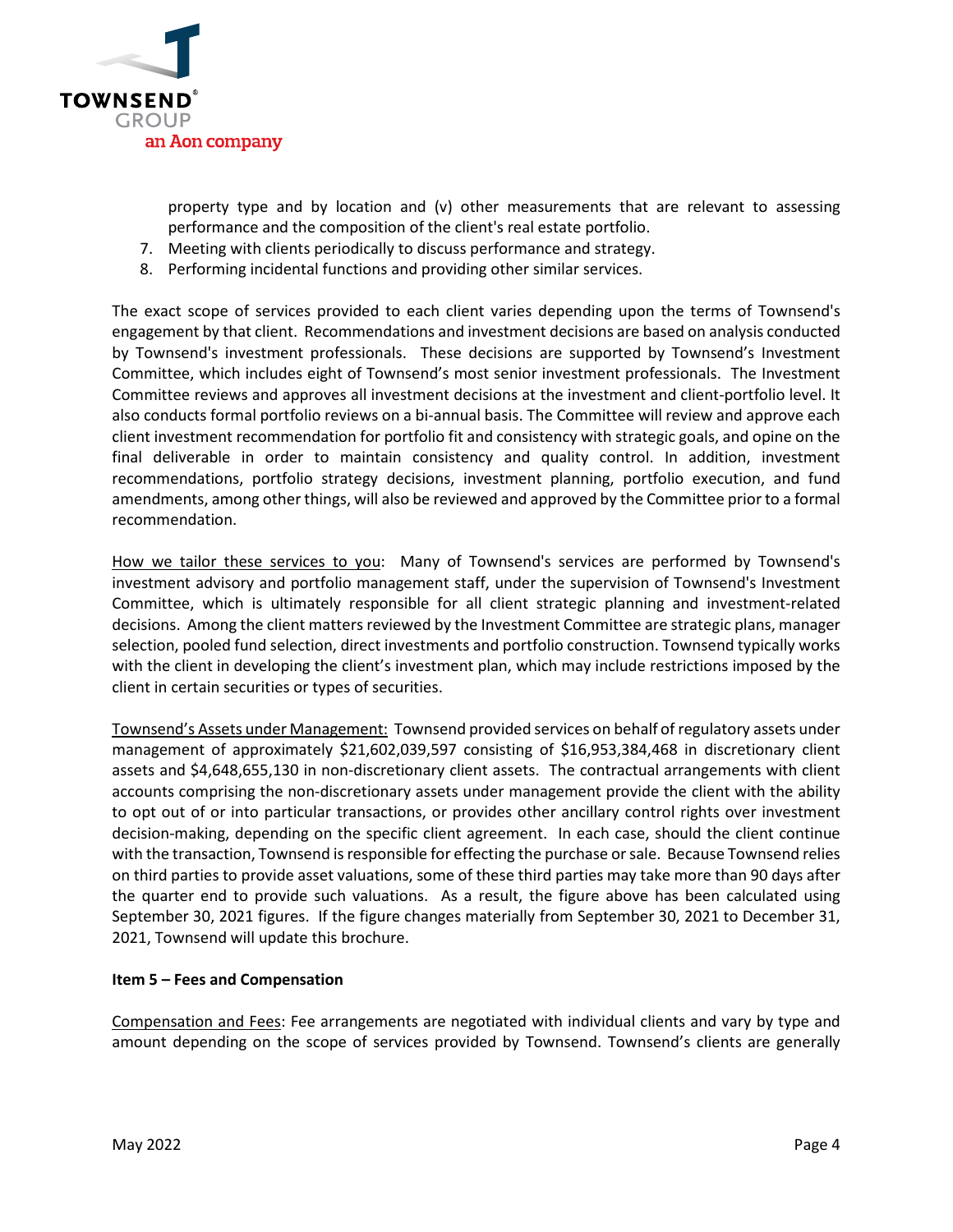property type and by location and (v) other measurements that are relevant to assessing performance and the composition of the client's real estate portfolio.

7. Meeting with clients periodically to discuss performance and strategy.
8. Performing incidental functions and providing other similar services.

The exact scope of services provided to each client varies depending upon the terms of Townsend's engagement by that client. Recommendations and investment decisions are based on analysis conducted by Townsend's investment professionals. These decisions are supported by Townsend's Investment Committee, which includes eight of Townsend's most senior investment professionals. The Investment Committee reviews and approves all investment decisions at the investment and client-portfolio level. It also conducts formal portfolio reviews on a bi-annual basis. The Committee will review and approve each client investment recommendation for portfolio fit and consistency with strategic goals, and opine on the final deliverable in order to maintain consistency and quality control. In addition, investment recommendations, portfolio strategy decisions, investment planning, portfolio execution, and fund amendments, among other things, will also be reviewed and approved by the Committee prior to a formal recommendation.

<u>How we tailor these services to you</u>: Many of Townsend's services are performed by Townsend's investment advisory and portfolio management staff, under the supervision of Townsend's Investment Committee, which is ultimately responsible for all client strategic planning and investment-related decisions. Among the client matters reviewed by the Investment Committee are strategic plans, manager selection, pooled fund selection, direct investments and portfolio construction. Townsend typically works with the client in developing the client's investment plan, which may include restrictions imposed by the client in certain securities or types of securities.

<u>Townsend's Assets under Management:</u> Townsend provided services on behalf of regulatory assets under management of approximately $21,602,039,597 consisting of $16,953,384,468 in discretionary client assets and $4,648,655,130 in non-discretionary client assets. The contractual arrangements with client accounts comprising the non-discretionary assets under management provide the client with the ability to opt out of or into particular transactions, or provides other ancillary control rights over investment decision-making, depending on the specific client agreement. In each case, should the client continue with the transaction, Townsend is responsible for effecting the purchase or sale. Because Townsend relies on third parties to provide asset valuations, some of these third parties may take more than 90 days after the quarter end to provide such valuations. As a result, the figure above has been calculated using September 30, 2021 figures. If the figure changes materially from September 30, 2021 to December 31, 2021, Townsend will update this brochure.

**Item 5 – Fees and Compensation**

<u>Compensation and Fees</u>: Fee arrangements are negotiated with individual clients and vary by type and amount depending on the scope of services provided by Townsend. Townsend's clients are generally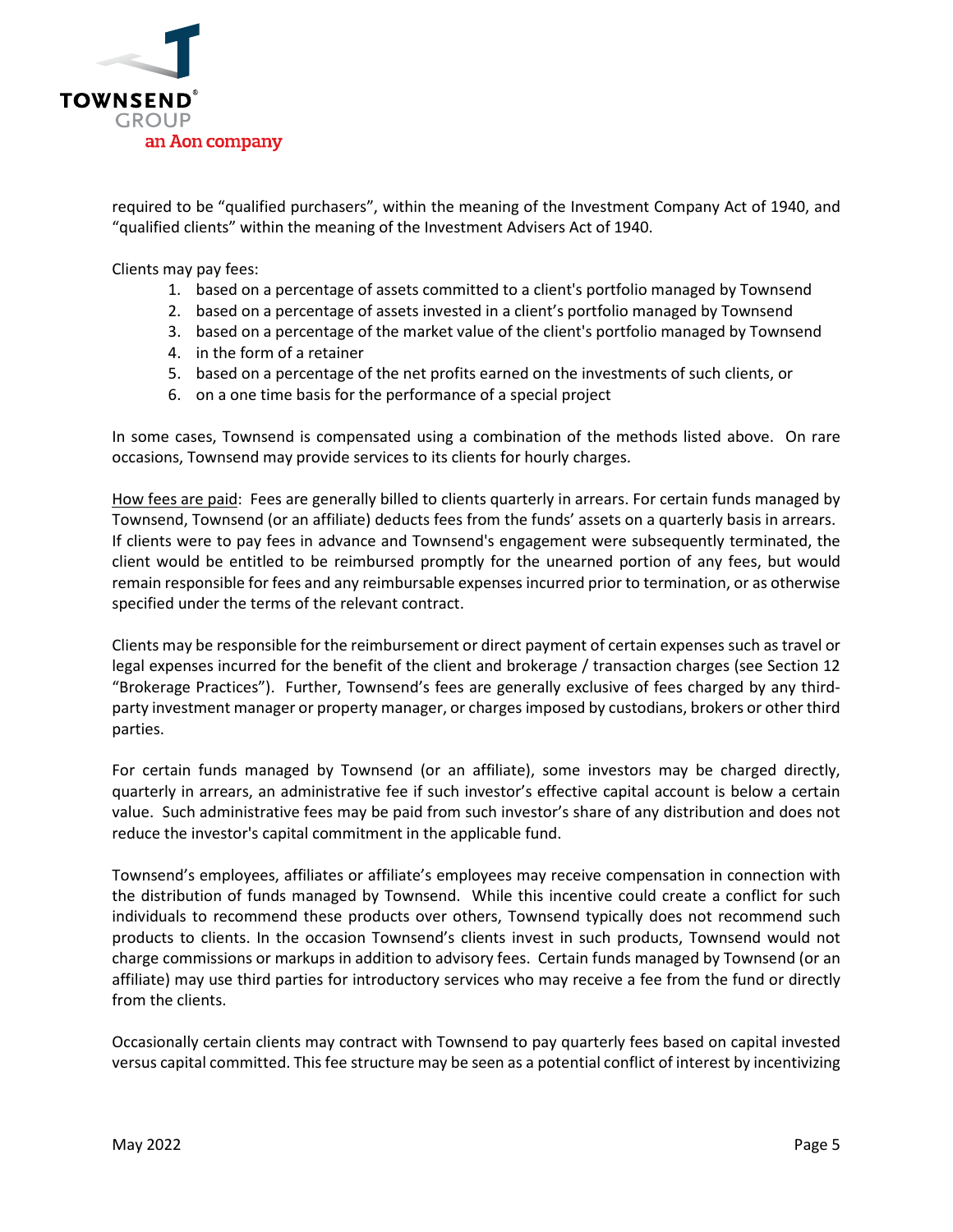required to be "qualified purchasers", within the meaning of the Investment Company Act of 1940, and "qualified clients" within the meaning of the Investment Advisers Act of 1940.

Clients may pay fees:

1. based on a percentage of assets committed to a client's portfolio managed by Townsend
2. based on a percentage of assets invested in a client's portfolio managed by Townsend
3. based on a percentage of the market value of the client's portfolio managed by Townsend
4. in the form of a retainer
5. based on a percentage of the net profits earned on the investments of such clients, or
6. on a one time basis for the performance of a special project

In some cases, Townsend is compensated using a combination of the methods listed above. On rare occasions, Townsend may provide services to its clients for hourly charges.

How fees are paid: Fees are generally billed to clients quarterly in arrears. For certain funds managed by Townsend, Townsend (or an affiliate) deducts fees from the funds' assets on a quarterly basis in arrears. If clients were to pay fees in advance and Townsend's engagement were subsequently terminated, the client would be entitled to be reimbursed promptly for the unearned portion of any fees, but would remain responsible for fees and any reimbursable expenses incurred prior to termination, or as otherwise specified under the terms of the relevant contract.

Clients may be responsible for the reimbursement or direct payment of certain expenses such as travel or legal expenses incurred for the benefit of the client and brokerage / transaction charges (see Section 12 "Brokerage Practices"). Further, Townsend's fees are generally exclusive of fees charged by any third-party investment manager or property manager, or charges imposed by custodians, brokers or other third parties.

For certain funds managed by Townsend (or an affiliate), some investors may be charged directly, quarterly in arrears, an administrative fee if such investor's effective capital account is below a certain value. Such administrative fees may be paid from such investor's share of any distribution and does not reduce the investor's capital commitment in the applicable fund.

Townsend's employees, affiliates or affiliate's employees may receive compensation in connection with the distribution of funds managed by Townsend. While this incentive could create a conflict for such individuals to recommend these products over others, Townsend typically does not recommend such products to clients. In the occasion Townsend's clients invest in such products, Townsend would not charge commissions or markups in addition to advisory fees. Certain funds managed by Townsend (or an affiliate) may use third parties for introductory services who may receive a fee from the fund or directly from the clients.

Occasionally certain clients may contract with Townsend to pay quarterly fees based on capital invested versus capital committed. This fee structure may be seen as a potential conflict of interest by incentivizing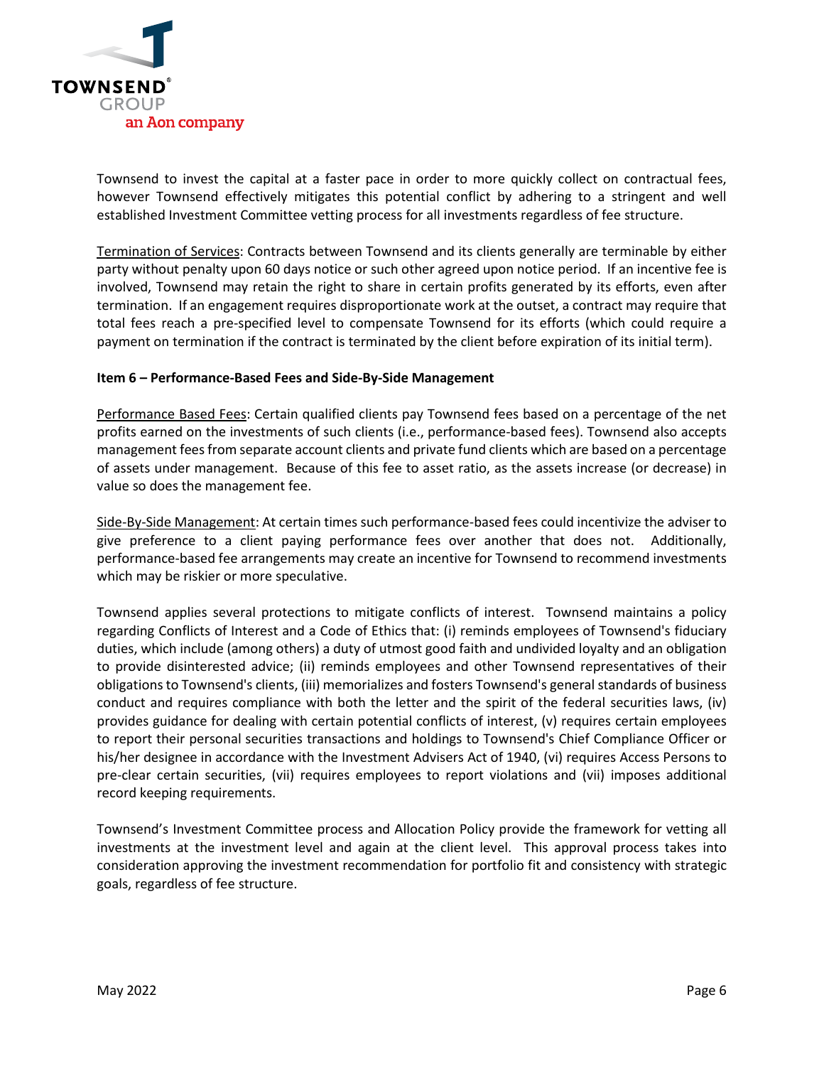Townsend to invest the capital at a faster pace in order to more quickly collect on contractual fees, however Townsend effectively mitigates this potential conflict by adhering to a stringent and well established Investment Committee vetting process for all investments regardless of fee structure.

Termination of Services: Contracts between Townsend and its clients generally are terminable by either party without penalty upon 60 days notice or such other agreed upon notice period. If an incentive fee is involved, Townsend may retain the right to share in certain profits generated by its efforts, even after termination. If an engagement requires disproportionate work at the outset, a contract may require that total fees reach a pre-specified level to compensate Townsend for its efforts (which could require a payment on termination if the contract is terminated by the client before expiration of its initial term).

**Item 6 – Performance-Based Fees and Side-By-Side Management**

Performance Based Fees: Certain qualified clients pay Townsend fees based on a percentage of the net profits earned on the investments of such clients (i.e., performance-based fees). Townsend also accepts management fees from separate account clients and private fund clients which are based on a percentage of assets under management. Because of this fee to asset ratio, as the assets increase (or decrease) in value so does the management fee.

Side-By-Side Management: At certain times such performance-based fees could incentivize the adviser to give preference to a client paying performance fees over another that does not. Additionally, performance-based fee arrangements may create an incentive for Townsend to recommend investments which may be riskier or more speculative.

Townsend applies several protections to mitigate conflicts of interest. Townsend maintains a policy regarding Conflicts of Interest and a Code of Ethics that: (i) reminds employees of Townsend's fiduciary duties, which include (among others) a duty of utmost good faith and undivided loyalty and an obligation to provide disinterested advice; (ii) reminds employees and other Townsend representatives of their obligations to Townsend's clients, (iii) memorializes and fosters Townsend's general standards of business conduct and requires compliance with both the letter and the spirit of the federal securities laws, (iv) provides guidance for dealing with certain potential conflicts of interest, (v) requires certain employees to report their personal securities transactions and holdings to Townsend's Chief Compliance Officer or his/her designee in accordance with the Investment Advisers Act of 1940, (vi) requires Access Persons to pre-clear certain securities, (vii) requires employees to report violations and (vii) imposes additional record keeping requirements.

Townsend's Investment Committee process and Allocation Policy provide the framework for vetting all investments at the investment level and again at the client level. This approval process takes into consideration approving the investment recommendation for portfolio fit and consistency with strategic goals, regardless of fee structure.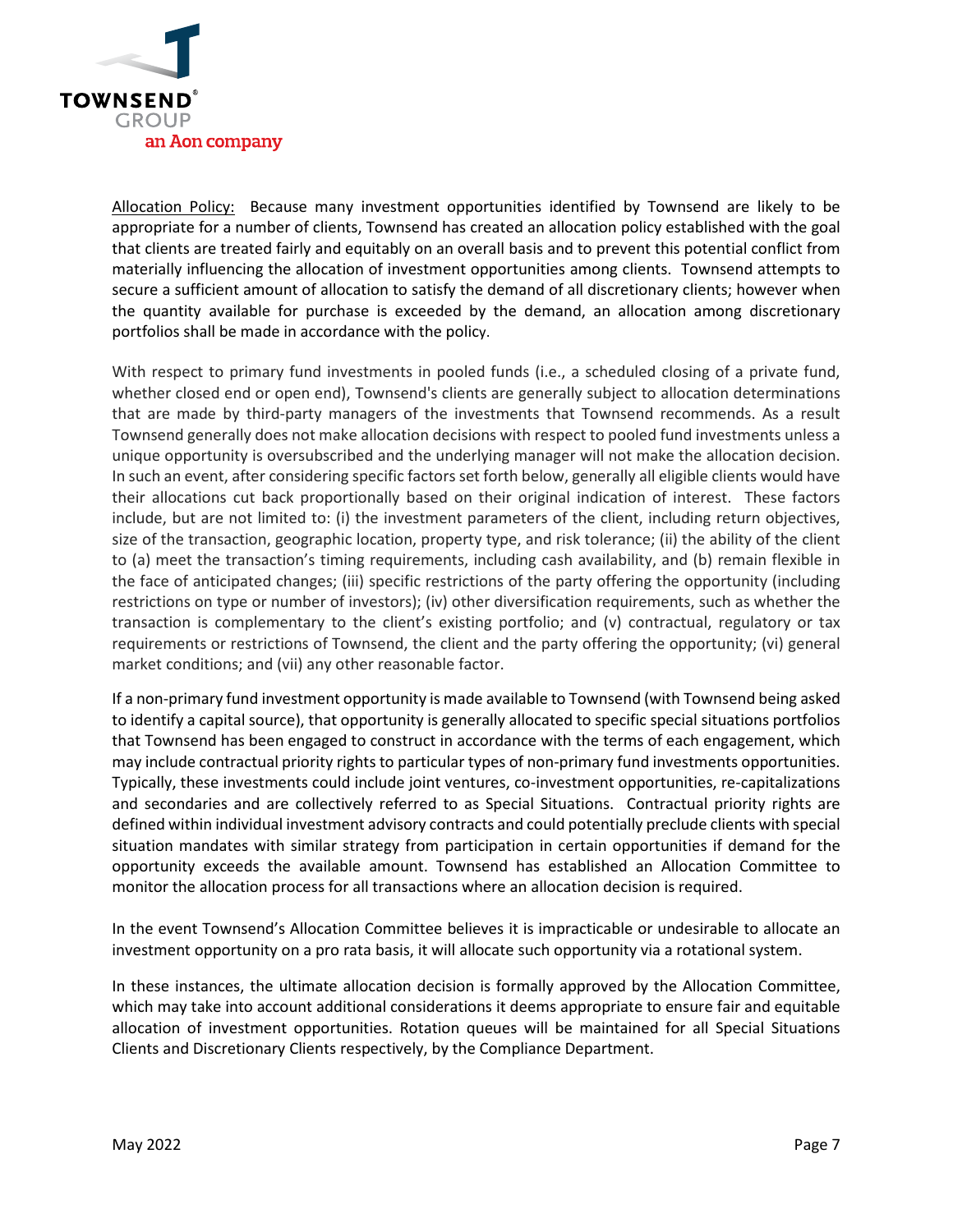Allocation Policy: Because many investment opportunities identified by Townsend are likely to be appropriate for a number of clients, Townsend has created an allocation policy established with the goal that clients are treated fairly and equitably on an overall basis and to prevent this potential conflict from materially influencing the allocation of investment opportunities among clients. Townsend attempts to secure a sufficient amount of allocation to satisfy the demand of all discretionary clients; however when the quantity available for purchase is exceeded by the demand, an allocation among discretionary portfolios shall be made in accordance with the policy.

With respect to primary fund investments in pooled funds (i.e., a scheduled closing of a private fund, whether closed end or open end), Townsend's clients are generally subject to allocation determinations that are made by third-party managers of the investments that Townsend recommends. As a result Townsend generally does not make allocation decisions with respect to pooled fund investments unless a unique opportunity is oversubscribed and the underlying manager will not make the allocation decision. In such an event, after considering specific factors set forth below, generally all eligible clients would have their allocations cut back proportionally based on their original indication of interest. These factors include, but are not limited to: (i) the investment parameters of the client, including return objectives, size of the transaction, geographic location, property type, and risk tolerance; (ii) the ability of the client to (a) meet the transaction's timing requirements, including cash availability, and (b) remain flexible in the face of anticipated changes; (iii) specific restrictions of the party offering the opportunity (including restrictions on type or number of investors); (iv) other diversification requirements, such as whether the transaction is complementary to the client's existing portfolio; and (v) contractual, regulatory or tax requirements or restrictions of Townsend, the client and the party offering the opportunity; (vi) general market conditions; and (vii) any other reasonable factor.

If a non-primary fund investment opportunity is made available to Townsend (with Townsend being asked to identify a capital source), that opportunity is generally allocated to specific special situations portfolios that Townsend has been engaged to construct in accordance with the terms of each engagement, which may include contractual priority rights to particular types of non-primary fund investments opportunities. Typically, these investments could include joint ventures, co-investment opportunities, re-capitalizations and secondaries and are collectively referred to as Special Situations. Contractual priority rights are defined within individual investment advisory contracts and could potentially preclude clients with special situation mandates with similar strategy from participation in certain opportunities if demand for the opportunity exceeds the available amount. Townsend has established an Allocation Committee to monitor the allocation process for all transactions where an allocation decision is required.

In the event Townsend's Allocation Committee believes it is impracticable or undesirable to allocate an investment opportunity on a pro rata basis, it will allocate such opportunity via a rotational system.

In these instances, the ultimate allocation decision is formally approved by the Allocation Committee, which may take into account additional considerations it deems appropriate to ensure fair and equitable allocation of investment opportunities. Rotation queues will be maintained for all Special Situations Clients and Discretionary Clients respectively, by the Compliance Department.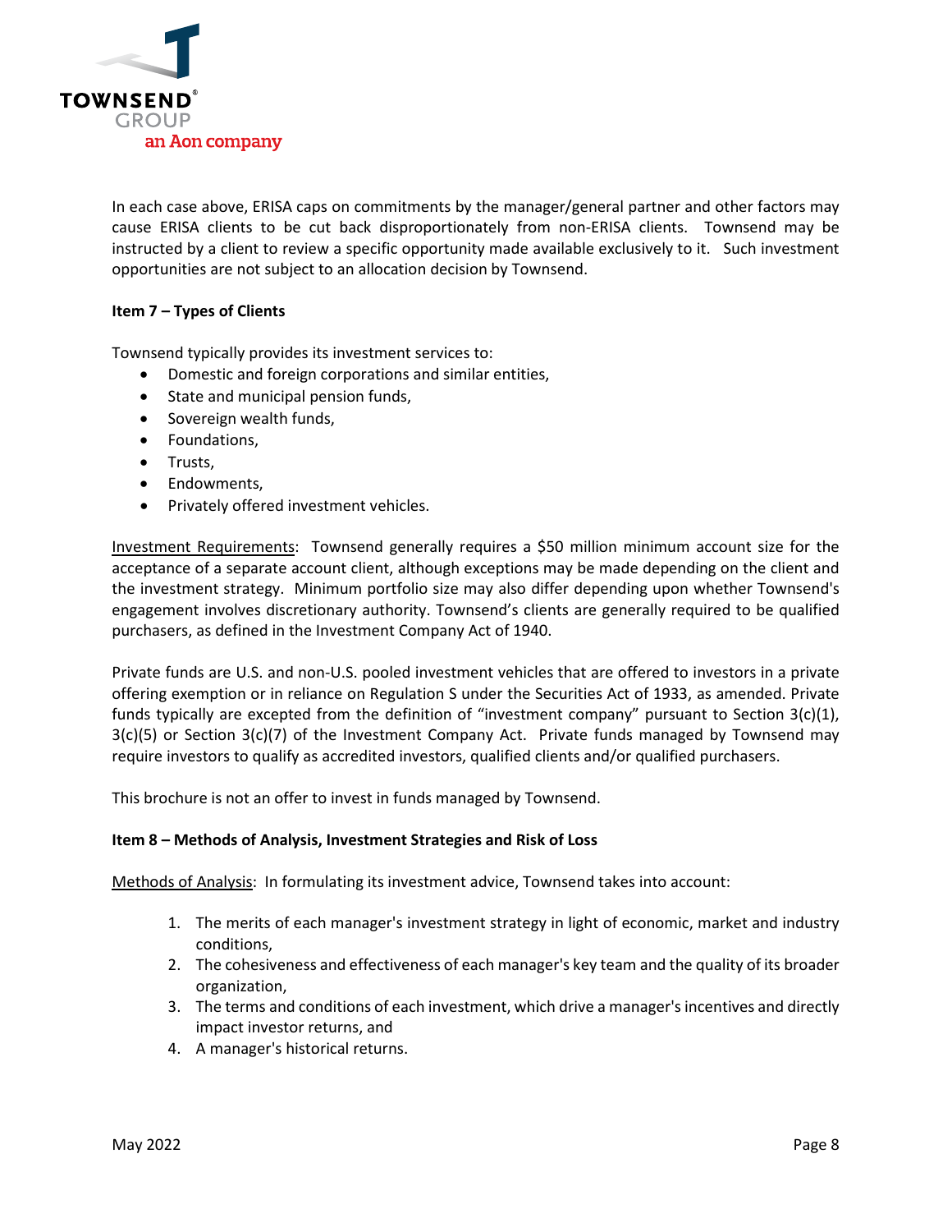In each case above, ERISA caps on commitments by the manager/general partner and other factors may cause ERISA clients to be cut back disproportionately from non-ERISA clients. Townsend may be instructed by a client to review a specific opportunity made available exclusively to it. Such investment opportunities are not subject to an allocation decision by Townsend.

**Item 7 – Types of Clients**

Townsend typically provides its investment services to:

- Domestic and foreign corporations and similar entities,
- State and municipal pension funds,
- Sovereign wealth funds,
- Foundations,
- Trusts,
- Endowments,
- Privately offered investment vehicles.

Investment Requirements: Townsend generally requires a $50 million minimum account size for the acceptance of a separate account client, although exceptions may be made depending on the client and the investment strategy. Minimum portfolio size may also differ depending upon whether Townsend's engagement involves discretionary authority. Townsend's clients are generally required to be qualified purchasers, as defined in the Investment Company Act of 1940.

Private funds are U.S. and non-U.S. pooled investment vehicles that are offered to investors in a private offering exemption or in reliance on Regulation S under the Securities Act of 1933, as amended. Private funds typically are excepted from the definition of "investment company" pursuant to Section 3(c)(1), 3(c)(5) or Section 3(c)(7) of the Investment Company Act. Private funds managed by Townsend may require investors to qualify as accredited investors, qualified clients and/or qualified purchasers.

This brochure is not an offer to invest in funds managed by Townsend.

**Item 8 – Methods of Analysis, Investment Strategies and Risk of Loss**

Methods of Analysis: In formulating its investment advice, Townsend takes into account:

1. The merits of each manager's investment strategy in light of economic, market and industry conditions,
2. The cohesiveness and effectiveness of each manager's key team and the quality of its broader organization,
3. The terms and conditions of each investment, which drive a manager's incentives and directly impact investor returns, and
4. A manager's historical returns.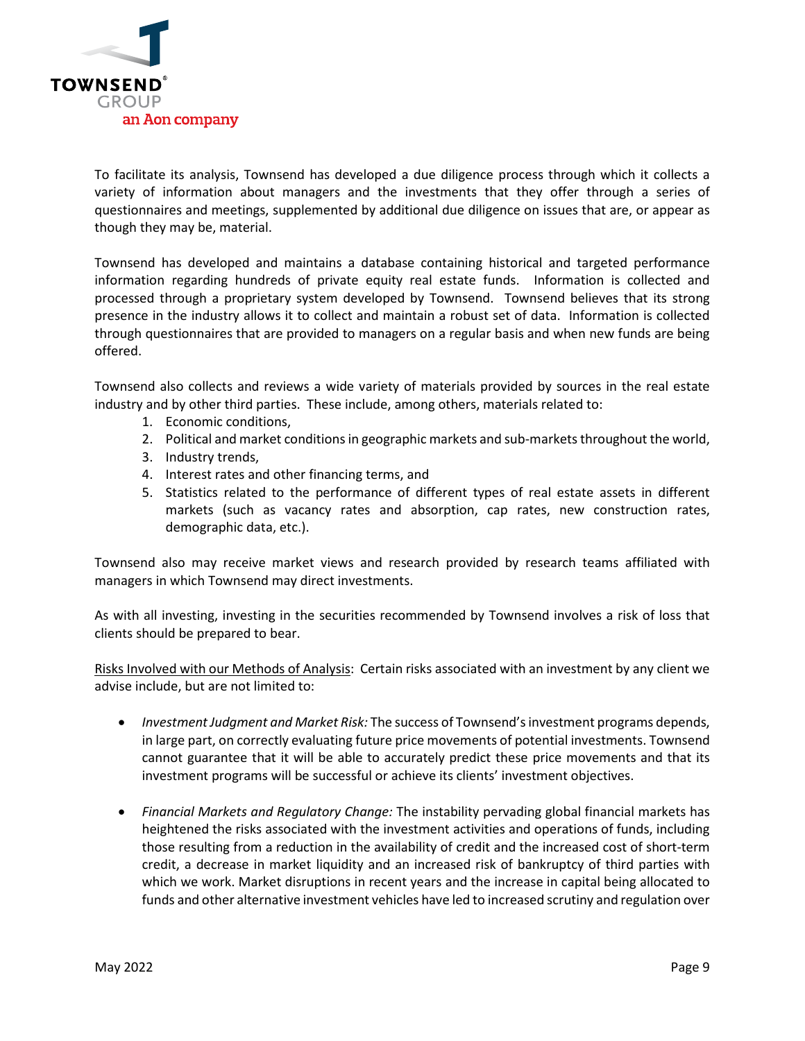To facilitate its analysis, Townsend has developed a due diligence process through which it collects a variety of information about managers and the investments that they offer through a series of questionnaires and meetings, supplemented by additional due diligence on issues that are, or appear as though they may be, material.

Townsend has developed and maintains a database containing historical and targeted performance information regarding hundreds of private equity real estate funds. Information is collected and processed through a proprietary system developed by Townsend. Townsend believes that its strong presence in the industry allows it to collect and maintain a robust set of data. Information is collected through questionnaires that are provided to managers on a regular basis and when new funds are being offered.

Townsend also collects and reviews a wide variety of materials provided by sources in the real estate industry and by other third parties. These include, among others, materials related to:

1. Economic conditions,
2. Political and market conditions in geographic markets and sub-markets throughout the world,
3. Industry trends,
4. Interest rates and other financing terms, and
5. Statistics related to the performance of different types of real estate assets in different markets (such as vacancy rates and absorption, cap rates, new construction rates, demographic data, etc.).

Townsend also may receive market views and research provided by research teams affiliated with managers in which Townsend may direct investments.

As with all investing, investing in the securities recommended by Townsend involves a risk of loss that clients should be prepared to bear.

Risks Involved with our Methods of Analysis: Certain risks associated with an investment by any client we advise include, but are not limited to:

- *Investment Judgment and Market Risk:* The success of Townsend's investment programs depends, in large part, on correctly evaluating future price movements of potential investments. Townsend cannot guarantee that it will be able to accurately predict these price movements and that its investment programs will be successful or achieve its clients' investment objectives.

- *Financial Markets and Regulatory Change:* The instability pervading global financial markets has heightened the risks associated with the investment activities and operations of funds, including those resulting from a reduction in the availability of credit and the increased cost of short-term credit, a decrease in market liquidity and an increased risk of bankruptcy of third parties with which we work. Market disruptions in recent years and the increase in capital being allocated to funds and other alternative investment vehicles have led to increased scrutiny and regulation over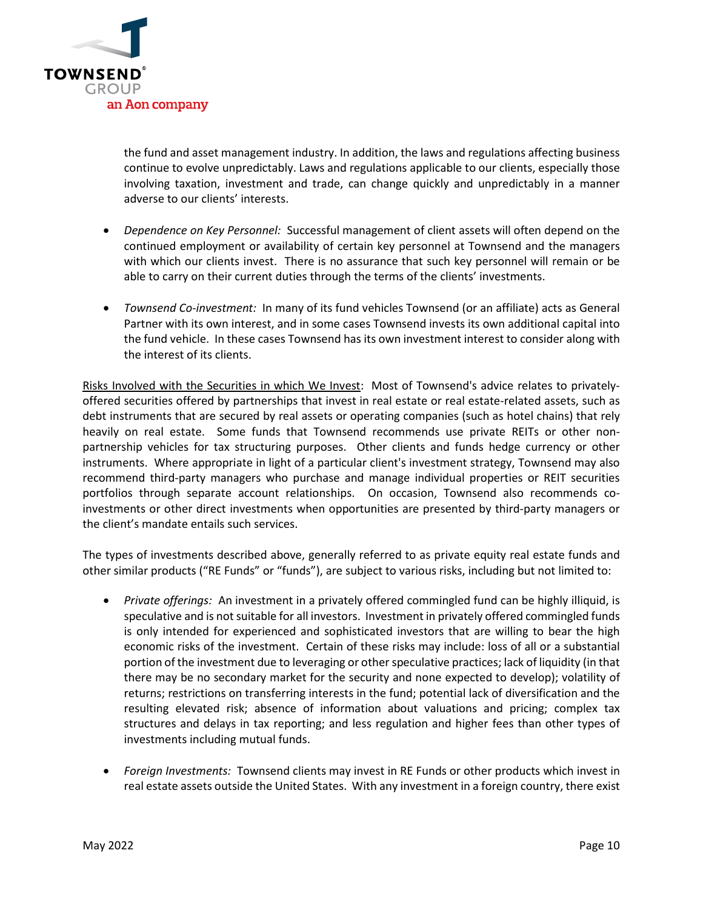the fund and asset management industry. In addition, the laws and regulations affecting business continue to evolve unpredictably. Laws and regulations applicable to our clients, especially those involving taxation, investment and trade, can change quickly and unpredictably in a manner adverse to our clients' interests.

- *Dependence on Key Personnel:* Successful management of client assets will often depend on the continued employment or availability of certain key personnel at Townsend and the managers with which our clients invest. There is no assurance that such key personnel will remain or be able to carry on their current duties through the terms of the clients' investments.

- *Townsend Co-investment:* In many of its fund vehicles Townsend (or an affiliate) acts as General Partner with its own interest, and in some cases Townsend invests its own additional capital into the fund vehicle. In these cases Townsend has its own investment interest to consider along with the interest of its clients.

<u>Risks Involved with the Securities in which We Invest</u>: Most of Townsend's advice relates to privately-offered securities offered by partnerships that invest in real estate or real estate-related assets, such as debt instruments that are secured by real assets or operating companies (such as hotel chains) that rely heavily on real estate. Some funds that Townsend recommends use private REITs or other non-partnership vehicles for tax structuring purposes. Other clients and funds hedge currency or other instruments. Where appropriate in light of a particular client's investment strategy, Townsend may also recommend third-party managers who purchase and manage individual properties or REIT securities portfolios through separate account relationships. On occasion, Townsend also recommends co-investments or other direct investments when opportunities are presented by third-party managers or the client's mandate entails such services.

The types of investments described above, generally referred to as private equity real estate funds and other similar products ("RE Funds" or "funds"), are subject to various risks, including but not limited to:

- *Private offerings:* An investment in a privately offered commingled fund can be highly illiquid, is speculative and is not suitable for all investors. Investment in privately offered commingled funds is only intended for experienced and sophisticated investors that are willing to bear the high economic risks of the investment. Certain of these risks may include: loss of all or a substantial portion of the investment due to leveraging or other speculative practices; lack of liquidity (in that there may be no secondary market for the security and none expected to develop); volatility of returns; restrictions on transferring interests in the fund; potential lack of diversification and the resulting elevated risk; absence of information about valuations and pricing; complex tax structures and delays in tax reporting; and less regulation and higher fees than other types of investments including mutual funds.

- *Foreign Investments:* Townsend clients may invest in RE Funds or other products which invest in real estate assets outside the United States. With any investment in a foreign country, there exist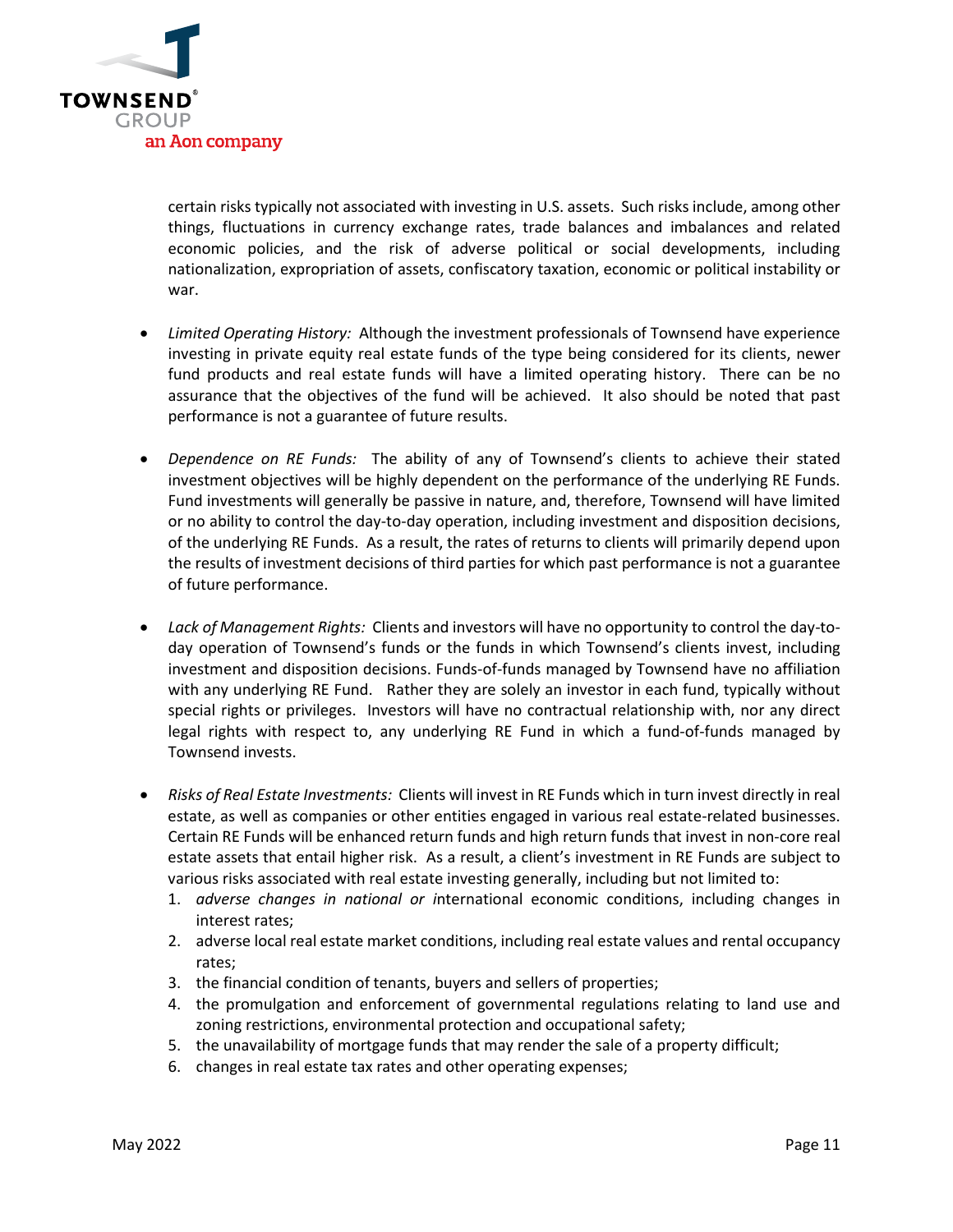certain risks typically not associated with investing in U.S. assets. Such risks include, among other things, fluctuations in currency exchange rates, trade balances and imbalances and related economic policies, and the risk of adverse political or social developments, including nationalization, expropriation of assets, confiscatory taxation, economic or political instability or war.

- *Limited Operating History:* Although the investment professionals of Townsend have experience investing in private equity real estate funds of the type being considered for its clients, newer fund products and real estate funds will have a limited operating history. There can be no assurance that the objectives of the fund will be achieved. It also should be noted that past performance is not a guarantee of future results.

- *Dependence on RE Funds:* The ability of any of Townsend's clients to achieve their stated investment objectives will be highly dependent on the performance of the underlying RE Funds. Fund investments will generally be passive in nature, and, therefore, Townsend will have limited or no ability to control the day-to-day operation, including investment and disposition decisions, of the underlying RE Funds. As a result, the rates of returns to clients will primarily depend upon the results of investment decisions of third parties for which past performance is not a guarantee of future performance.

- *Lack of Management Rights:* Clients and investors will have no opportunity to control the day-to-day operation of Townsend's funds or the funds in which Townsend's clients invest, including investment and disposition decisions. Funds-of-funds managed by Townsend have no affiliation with any underlying RE Fund. Rather they are solely an investor in each fund, typically without special rights or privileges. Investors will have no contractual relationship with, nor any direct legal rights with respect to, any underlying RE Fund in which a fund-of-funds managed by Townsend invests.

- *Risks of Real Estate Investments:* Clients will invest in RE Funds which in turn invest directly in real estate, as well as companies or other entities engaged in various real estate-related businesses. Certain RE Funds will be enhanced return funds and high return funds that invest in non-core real estate assets that entail higher risk. As a result, a client's investment in RE Funds are subject to various risks associated with real estate investing generally, including but not limited to:
  1. *adverse changes in national or i*nternational economic conditions, including changes in interest rates;
  2. adverse local real estate market conditions, including real estate values and rental occupancy rates;
  3. the financial condition of tenants, buyers and sellers of properties;
  4. the promulgation and enforcement of governmental regulations relating to land use and zoning restrictions, environmental protection and occupational safety;
  5. the unavailability of mortgage funds that may render the sale of a property difficult;
  6. changes in real estate tax rates and other operating expenses;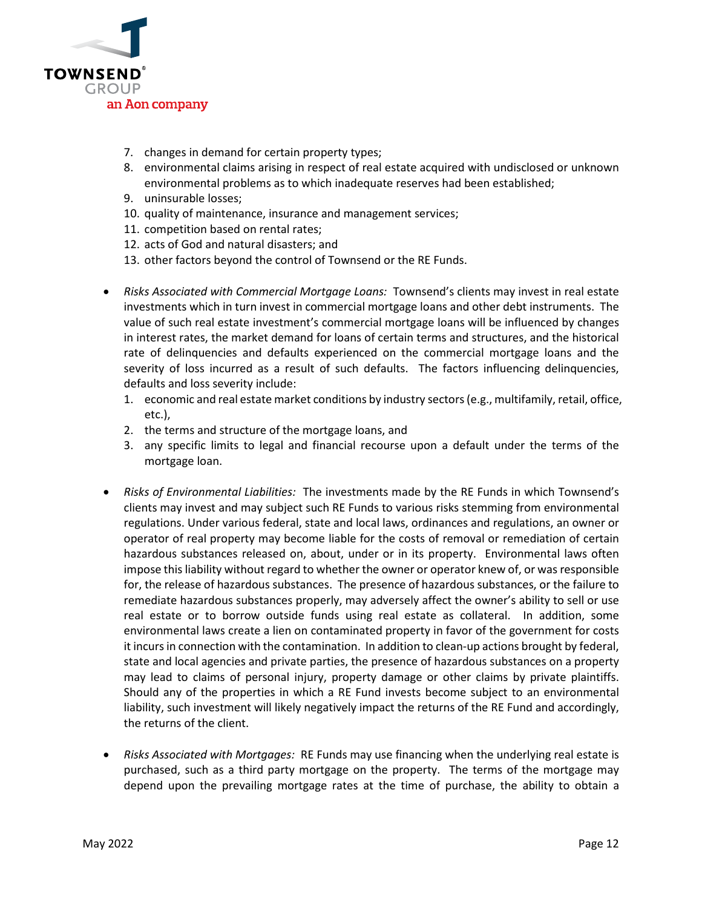7. changes in demand for certain property types;
8. environmental claims arising in respect of real estate acquired with undisclosed or unknown environmental problems as to which inadequate reserves had been established;
9. uninsurable losses;
10. quality of maintenance, insurance and management services;
11. competition based on rental rates;
12. acts of God and natural disasters; and
13. other factors beyond the control of Townsend or the RE Funds.

- *Risks Associated with Commercial Mortgage Loans:* Townsend's clients may invest in real estate investments which in turn invest in commercial mortgage loans and other debt instruments. The value of such real estate investment's commercial mortgage loans will be influenced by changes in interest rates, the market demand for loans of certain terms and structures, and the historical rate of delinquencies and defaults experienced on the commercial mortgage loans and the severity of loss incurred as a result of such defaults. The factors influencing delinquencies, defaults and loss severity include:
  1. economic and real estate market conditions by industry sectors (e.g., multifamily, retail, office, etc.),
  2. the terms and structure of the mortgage loans, and
  3. any specific limits to legal and financial recourse upon a default under the terms of the mortgage loan.

- *Risks of Environmental Liabilities:* The investments made by the RE Funds in which Townsend's clients may invest and may subject such RE Funds to various risks stemming from environmental regulations. Under various federal, state and local laws, ordinances and regulations, an owner or operator of real property may become liable for the costs of removal or remediation of certain hazardous substances released on, about, under or in its property. Environmental laws often impose this liability without regard to whether the owner or operator knew of, or was responsible for, the release of hazardous substances. The presence of hazardous substances, or the failure to remediate hazardous substances properly, may adversely affect the owner's ability to sell or use real estate or to borrow outside funds using real estate as collateral. In addition, some environmental laws create a lien on contaminated property in favor of the government for costs it incurs in connection with the contamination. In addition to clean-up actions brought by federal, state and local agencies and private parties, the presence of hazardous substances on a property may lead to claims of personal injury, property damage or other claims by private plaintiffs. Should any of the properties in which a RE Fund invests become subject to an environmental liability, such investment will likely negatively impact the returns of the RE Fund and accordingly, the returns of the client.

- *Risks Associated with Mortgages:* RE Funds may use financing when the underlying real estate is purchased, such as a third party mortgage on the property. The terms of the mortgage may depend upon the prevailing mortgage rates at the time of purchase, the ability to obtain a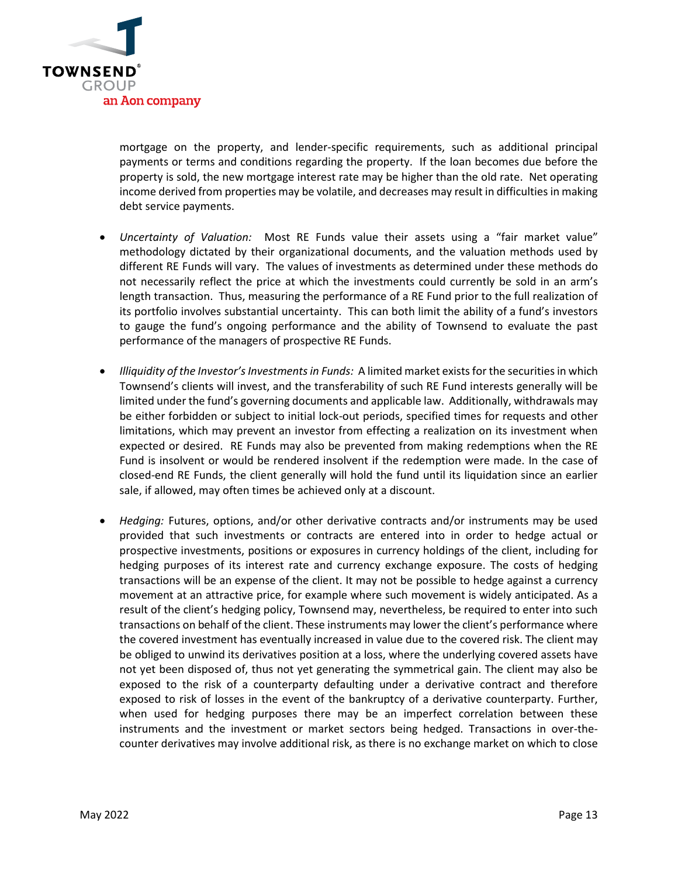mortgage on the property, and lender-specific requirements, such as additional principal payments or terms and conditions regarding the property. If the loan becomes due before the property is sold, the new mortgage interest rate may be higher than the old rate. Net operating income derived from properties may be volatile, and decreases may result in difficulties in making debt service payments.

- *Uncertainty of Valuation:* Most RE Funds value their assets using a "fair market value" methodology dictated by their organizational documents, and the valuation methods used by different RE Funds will vary. The values of investments as determined under these methods do not necessarily reflect the price at which the investments could currently be sold in an arm's length transaction. Thus, measuring the performance of a RE Fund prior to the full realization of its portfolio involves substantial uncertainty. This can both limit the ability of a fund's investors to gauge the fund's ongoing performance and the ability of Townsend to evaluate the past performance of the managers of prospective RE Funds.

- *Illiquidity of the Investor's Investments in Funds:* A limited market exists for the securities in which Townsend's clients will invest, and the transferability of such RE Fund interests generally will be limited under the fund's governing documents and applicable law. Additionally, withdrawals may be either forbidden or subject to initial lock-out periods, specified times for requests and other limitations, which may prevent an investor from effecting a realization on its investment when expected or desired. RE Funds may also be prevented from making redemptions when the RE Fund is insolvent or would be rendered insolvent if the redemption were made. In the case of closed-end RE Funds, the client generally will hold the fund until its liquidation since an earlier sale, if allowed, may often times be achieved only at a discount.

- *Hedging:* Futures, options, and/or other derivative contracts and/or instruments may be used provided that such investments or contracts are entered into in order to hedge actual or prospective investments, positions or exposures in currency holdings of the client, including for hedging purposes of its interest rate and currency exchange exposure. The costs of hedging transactions will be an expense of the client. It may not be possible to hedge against a currency movement at an attractive price, for example where such movement is widely anticipated. As a result of the client's hedging policy, Townsend may, nevertheless, be required to enter into such transactions on behalf of the client. These instruments may lower the client's performance where the covered investment has eventually increased in value due to the covered risk. The client may be obliged to unwind its derivatives position at a loss, where the underlying covered assets have not yet been disposed of, thus not yet generating the symmetrical gain. The client may also be exposed to the risk of a counterparty defaulting under a derivative contract and therefore exposed to risk of losses in the event of the bankruptcy of a derivative counterparty. Further, when used for hedging purposes there may be an imperfect correlation between these instruments and the investment or market sectors being hedged. Transactions in over-the-counter derivatives may involve additional risk, as there is no exchange market on which to close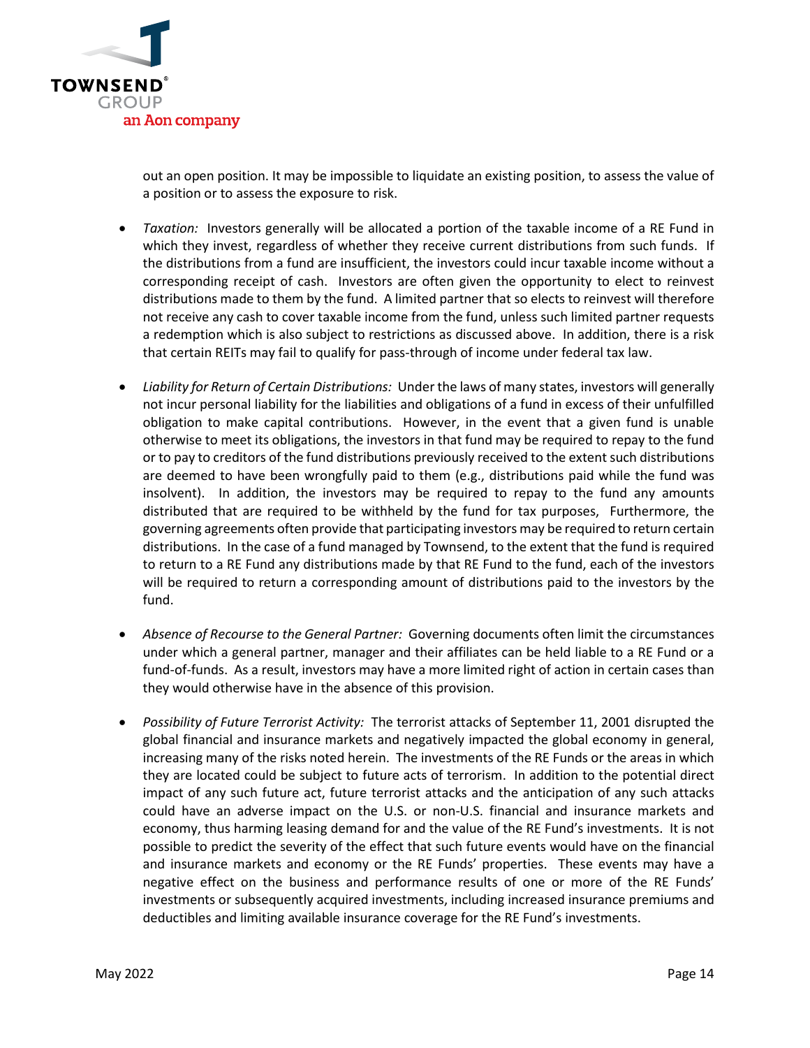out an open position. It may be impossible to liquidate an existing position, to assess the value of a position or to assess the exposure to risk.

- *Taxation:* Investors generally will be allocated a portion of the taxable income of a RE Fund in which they invest, regardless of whether they receive current distributions from such funds. If the distributions from a fund are insufficient, the investors could incur taxable income without a corresponding receipt of cash. Investors are often given the opportunity to elect to reinvest distributions made to them by the fund. A limited partner that so elects to reinvest will therefore not receive any cash to cover taxable income from the fund, unless such limited partner requests a redemption which is also subject to restrictions as discussed above. In addition, there is a risk that certain REITs may fail to qualify for pass-through of income under federal tax law.

- *Liability for Return of Certain Distributions:* Under the laws of many states, investors will generally not incur personal liability for the liabilities and obligations of a fund in excess of their unfulfilled obligation to make capital contributions. However, in the event that a given fund is unable otherwise to meet its obligations, the investors in that fund may be required to repay to the fund or to pay to creditors of the fund distributions previously received to the extent such distributions are deemed to have been wrongfully paid to them (e.g., distributions paid while the fund was insolvent). In addition, the investors may be required to repay to the fund any amounts distributed that are required to be withheld by the fund for tax purposes, Furthermore, the governing agreements often provide that participating investors may be required to return certain distributions. In the case of a fund managed by Townsend, to the extent that the fund is required to return to a RE Fund any distributions made by that RE Fund to the fund, each of the investors will be required to return a corresponding amount of distributions paid to the investors by the fund.

- *Absence of Recourse to the General Partner:* Governing documents often limit the circumstances under which a general partner, manager and their affiliates can be held liable to a RE Fund or a fund-of-funds. As a result, investors may have a more limited right of action in certain cases than they would otherwise have in the absence of this provision.

- *Possibility of Future Terrorist Activity:* The terrorist attacks of September 11, 2001 disrupted the global financial and insurance markets and negatively impacted the global economy in general, increasing many of the risks noted herein. The investments of the RE Funds or the areas in which they are located could be subject to future acts of terrorism. In addition to the potential direct impact of any such future act, future terrorist attacks and the anticipation of any such attacks could have an adverse impact on the U.S. or non-U.S. financial and insurance markets and economy, thus harming leasing demand for and the value of the RE Fund's investments. It is not possible to predict the severity of the effect that such future events would have on the financial and insurance markets and economy or the RE Funds' properties. These events may have a negative effect on the business and performance results of one or more of the RE Funds' investments or subsequently acquired investments, including increased insurance premiums and deductibles and limiting available insurance coverage for the RE Fund's investments.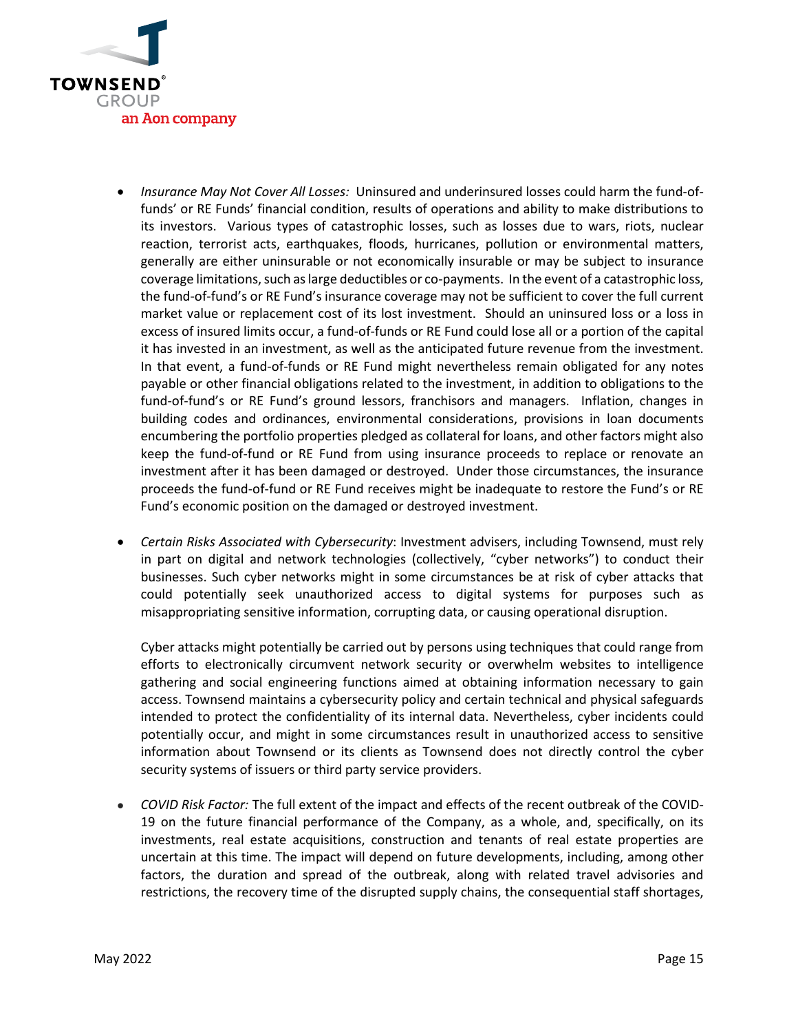- *Insurance May Not Cover All Losses:* Uninsured and underinsured losses could harm the fund-of-funds' or RE Funds' financial condition, results of operations and ability to make distributions to its investors. Various types of catastrophic losses, such as losses due to wars, riots, nuclear reaction, terrorist acts, earthquakes, floods, hurricanes, pollution or environmental matters, generally are either uninsurable or not economically insurable or may be subject to insurance coverage limitations, such as large deductibles or co-payments. In the event of a catastrophic loss, the fund-of-fund's or RE Fund's insurance coverage may not be sufficient to cover the full current market value or replacement cost of its lost investment. Should an uninsured loss or a loss in excess of insured limits occur, a fund-of-funds or RE Fund could lose all or a portion of the capital it has invested in an investment, as well as the anticipated future revenue from the investment. In that event, a fund-of-funds or RE Fund might nevertheless remain obligated for any notes payable or other financial obligations related to the investment, in addition to obligations to the fund-of-fund's or RE Fund's ground lessors, franchisors and managers. Inflation, changes in building codes and ordinances, environmental considerations, provisions in loan documents encumbering the portfolio properties pledged as collateral for loans, and other factors might also keep the fund-of-fund or RE Fund from using insurance proceeds to replace or renovate an investment after it has been damaged or destroyed. Under those circumstances, the insurance proceeds the fund-of-fund or RE Fund receives might be inadequate to restore the Fund's or RE Fund's economic position on the damaged or destroyed investment.

- *Certain Risks Associated with Cybersecurity*: Investment advisers, including Townsend, must rely in part on digital and network technologies (collectively, "cyber networks") to conduct their businesses. Such cyber networks might in some circumstances be at risk of cyber attacks that could potentially seek unauthorized access to digital systems for purposes such as misappropriating sensitive information, corrupting data, or causing operational disruption.

  Cyber attacks might potentially be carried out by persons using techniques that could range from efforts to electronically circumvent network security or overwhelm websites to intelligence gathering and social engineering functions aimed at obtaining information necessary to gain access. Townsend maintains a cybersecurity policy and certain technical and physical safeguards intended to protect the confidentiality of its internal data. Nevertheless, cyber incidents could potentially occur, and might in some circumstances result in unauthorized access to sensitive information about Townsend or its clients as Townsend does not directly control the cyber security systems of issuers or third party service providers.

- *COVID Risk Factor:* The full extent of the impact and effects of the recent outbreak of the COVID-19 on the future financial performance of the Company, as a whole, and, specifically, on its investments, real estate acquisitions, construction and tenants of real estate properties are uncertain at this time. The impact will depend on future developments, including, among other factors, the duration and spread of the outbreak, along with related travel advisories and restrictions, the recovery time of the disrupted supply chains, the consequential staff shortages,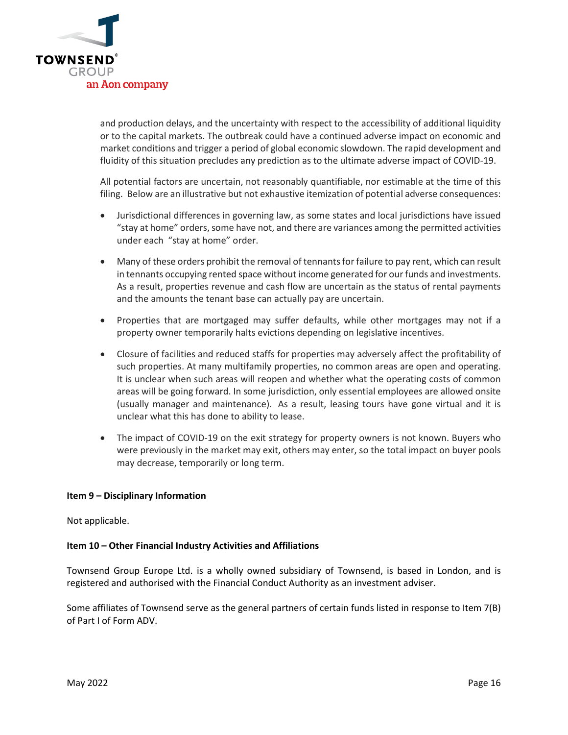and production delays, and the uncertainty with respect to the accessibility of additional liquidity or to the capital markets. The outbreak could have a continued adverse impact on economic and market conditions and trigger a period of global economic slowdown. The rapid development and fluidity of this situation precludes any prediction as to the ultimate adverse impact of COVID-19.

All potential factors are uncertain, not reasonably quantifiable, nor estimable at the time of this filing. Below are an illustrative but not exhaustive itemization of potential adverse consequences:

- Jurisdictional differences in governing law, as some states and local jurisdictions have issued "stay at home" orders, some have not, and there are variances among the permitted activities under each "stay at home" order.
- Many of these orders prohibit the removal of tennants for failure to pay rent, which can result in tennants occupying rented space without income generated for our funds and investments. As a result, properties revenue and cash flow are uncertain as the status of rental payments and the amounts the tenant base can actually pay are uncertain.
- Properties that are mortgaged may suffer defaults, while other mortgages may not if a property owner temporarily halts evictions depending on legislative incentives.
- Closure of facilities and reduced staffs for properties may adversely affect the profitability of such properties. At many multifamily properties, no common areas are open and operating. It is unclear when such areas will reopen and whether what the operating costs of common areas will be going forward. In some jurisdiction, only essential employees are allowed onsite (usually manager and maintenance). As a result, leasing tours have gone virtual and it is unclear what this has done to ability to lease.
- The impact of COVID-19 on the exit strategy for property owners is not known. Buyers who were previously in the market may exit, others may enter, so the total impact on buyer pools may decrease, temporarily or long term.

**Item 9 – Disciplinary Information**

Not applicable.

**Item 10 – Other Financial Industry Activities and Affiliations**

Townsend Group Europe Ltd. is a wholly owned subsidiary of Townsend, is based in London, and is registered and authorised with the Financial Conduct Authority as an investment adviser.

Some affiliates of Townsend serve as the general partners of certain funds listed in response to Item 7(B) of Part I of Form ADV.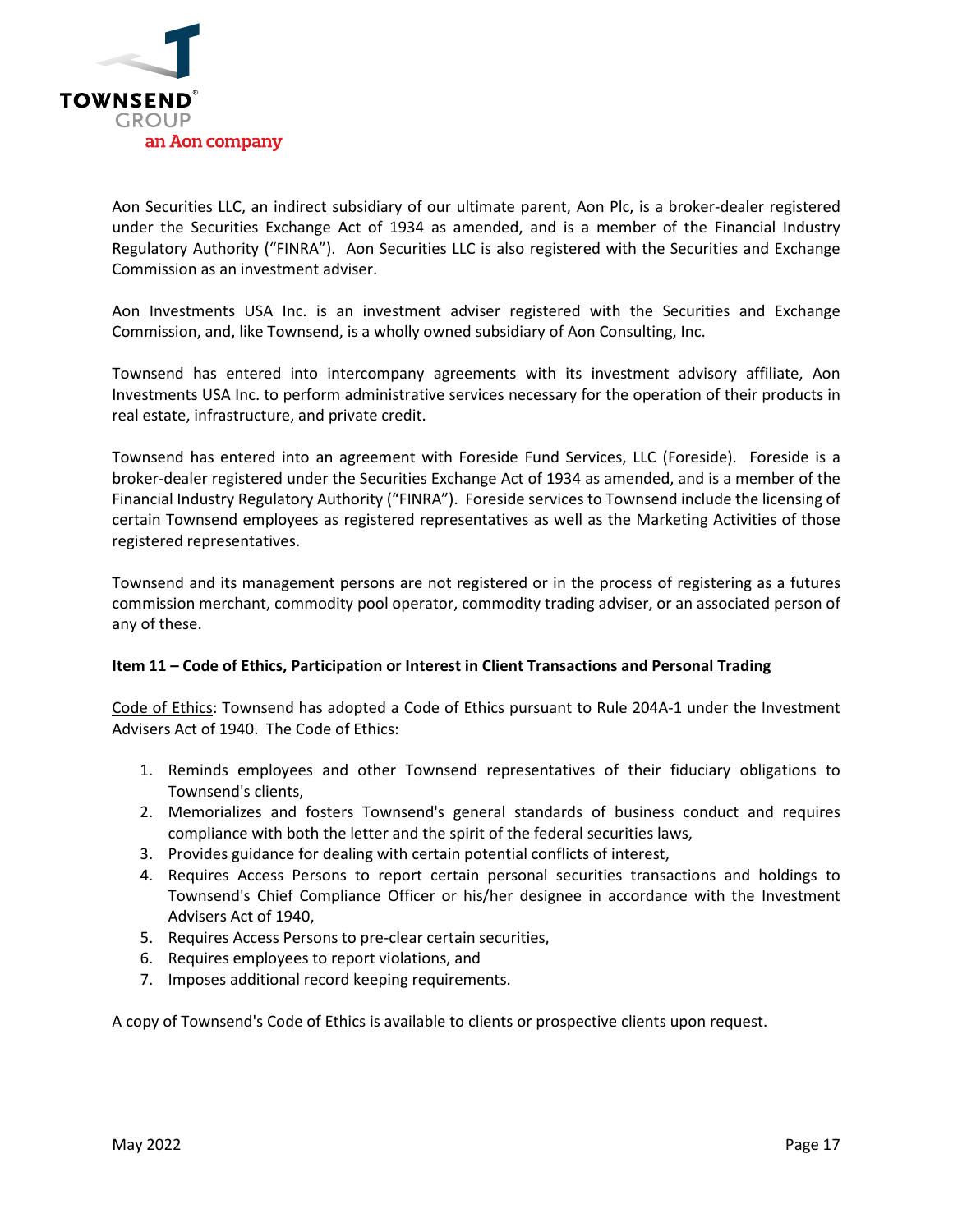Aon Securities LLC, an indirect subsidiary of our ultimate parent, Aon Plc, is a broker-dealer registered under the Securities Exchange Act of 1934 as amended, and is a member of the Financial Industry Regulatory Authority ("FINRA"). Aon Securities LLC is also registered with the Securities and Exchange Commission as an investment adviser.

Aon Investments USA Inc. is an investment adviser registered with the Securities and Exchange Commission, and, like Townsend, is a wholly owned subsidiary of Aon Consulting, Inc.

Townsend has entered into intercompany agreements with its investment advisory affiliate, Aon Investments USA Inc. to perform administrative services necessary for the operation of their products in real estate, infrastructure, and private credit.

Townsend has entered into an agreement with Foreside Fund Services, LLC (Foreside). Foreside is a broker-dealer registered under the Securities Exchange Act of 1934 as amended, and is a member of the Financial Industry Regulatory Authority ("FINRA"). Foreside services to Townsend include the licensing of certain Townsend employees as registered representatives as well as the Marketing Activities of those registered representatives.

Townsend and its management persons are not registered or in the process of registering as a futures commission merchant, commodity pool operator, commodity trading adviser, or an associated person of any of these.

## Item 11 – Code of Ethics, Participation or Interest in Client Transactions and Personal Trading

Code of Ethics: Townsend has adopted a Code of Ethics pursuant to Rule 204A-1 under the Investment Advisers Act of 1940. The Code of Ethics:

1. Reminds employees and other Townsend representatives of their fiduciary obligations to Townsend's clients,
2. Memorializes and fosters Townsend's general standards of business conduct and requires compliance with both the letter and the spirit of the federal securities laws,
3. Provides guidance for dealing with certain potential conflicts of interest,
4. Requires Access Persons to report certain personal securities transactions and holdings to Townsend's Chief Compliance Officer or his/her designee in accordance with the Investment Advisers Act of 1940,
5. Requires Access Persons to pre-clear certain securities,
6. Requires employees to report violations, and
7. Imposes additional record keeping requirements.

A copy of Townsend's Code of Ethics is available to clients or prospective clients upon request.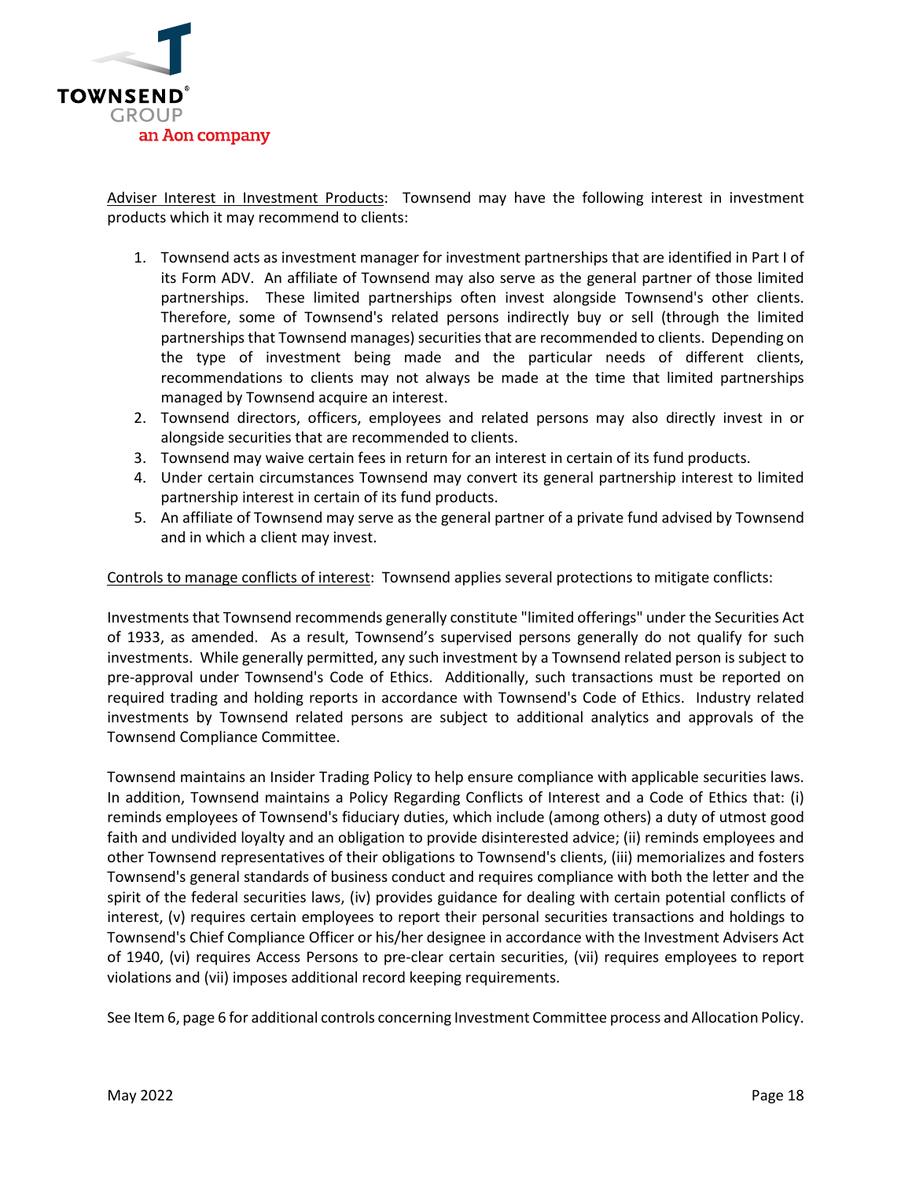Adviser Interest in Investment Products: Townsend may have the following interest in investment products which it may recommend to clients:

1. Townsend acts as investment manager for investment partnerships that are identified in Part I of its Form ADV. An affiliate of Townsend may also serve as the general partner of those limited partnerships. These limited partnerships often invest alongside Townsend's other clients. Therefore, some of Townsend's related persons indirectly buy or sell (through the limited partnerships that Townsend manages) securities that are recommended to clients. Depending on the type of investment being made and the particular needs of different clients, recommendations to clients may not always be made at the time that limited partnerships managed by Townsend acquire an interest.
2. Townsend directors, officers, employees and related persons may also directly invest in or alongside securities that are recommended to clients.
3. Townsend may waive certain fees in return for an interest in certain of its fund products.
4. Under certain circumstances Townsend may convert its general partnership interest to limited partnership interest in certain of its fund products.
5. An affiliate of Townsend may serve as the general partner of a private fund advised by Townsend and in which a client may invest.

Controls to manage conflicts of interest: Townsend applies several protections to mitigate conflicts:

Investments that Townsend recommends generally constitute "limited offerings" under the Securities Act of 1933, as amended. As a result, Townsend's supervised persons generally do not qualify for such investments. While generally permitted, any such investment by a Townsend related person is subject to pre-approval under Townsend's Code of Ethics. Additionally, such transactions must be reported on required trading and holding reports in accordance with Townsend's Code of Ethics. Industry related investments by Townsend related persons are subject to additional analytics and approvals of the Townsend Compliance Committee.

Townsend maintains an Insider Trading Policy to help ensure compliance with applicable securities laws. In addition, Townsend maintains a Policy Regarding Conflicts of Interest and a Code of Ethics that: (i) reminds employees of Townsend's fiduciary duties, which include (among others) a duty of utmost good faith and undivided loyalty and an obligation to provide disinterested advice; (ii) reminds employees and other Townsend representatives of their obligations to Townsend's clients, (iii) memorializes and fosters Townsend's general standards of business conduct and requires compliance with both the letter and the spirit of the federal securities laws, (iv) provides guidance for dealing with certain potential conflicts of interest, (v) requires certain employees to report their personal securities transactions and holdings to Townsend's Chief Compliance Officer or his/her designee in accordance with the Investment Advisers Act of 1940, (vi) requires Access Persons to pre-clear certain securities, (vii) requires employees to report violations and (vii) imposes additional record keeping requirements.

See Item 6, page 6 for additional controls concerning Investment Committee process and Allocation Policy.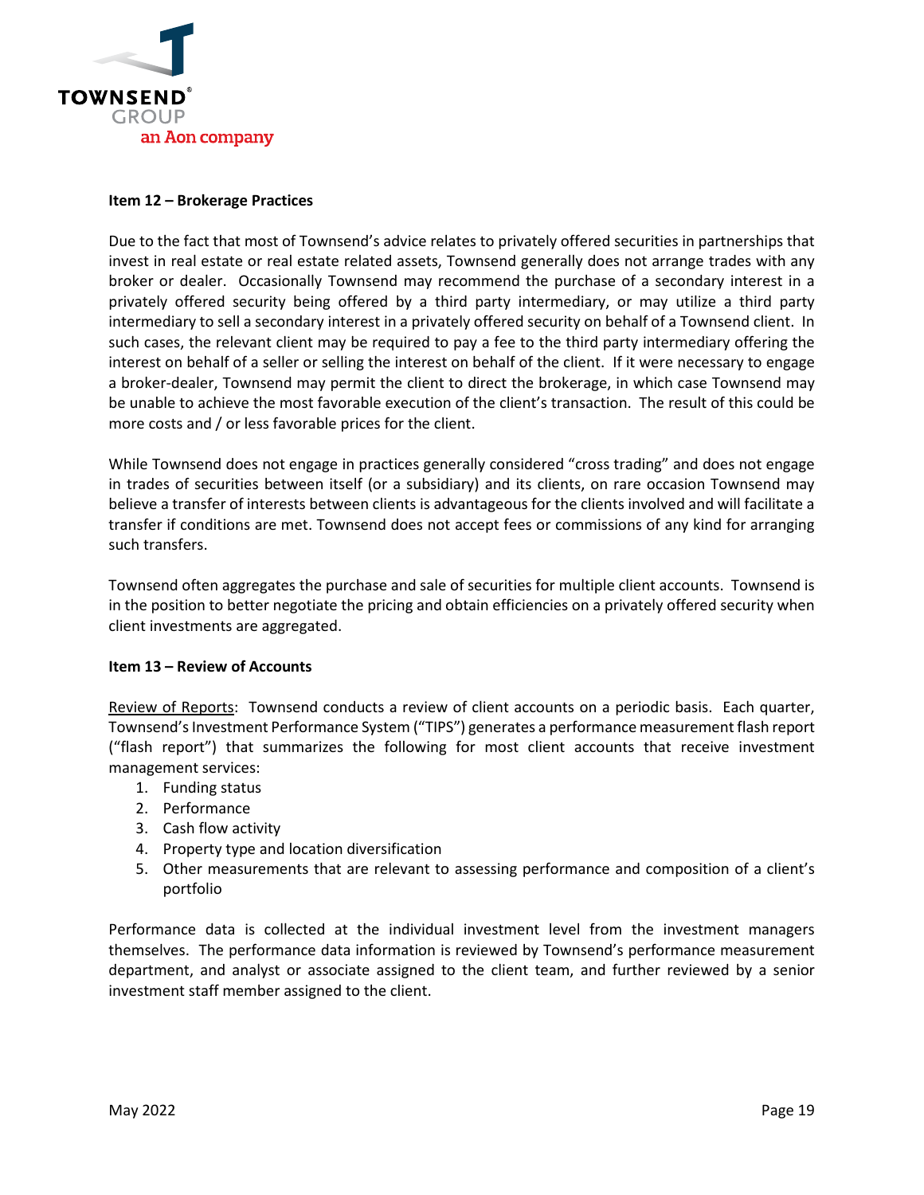### Item 12 – Brokerage Practices

Due to the fact that most of Townsend's advice relates to privately offered securities in partnerships that invest in real estate or real estate related assets, Townsend generally does not arrange trades with any broker or dealer. Occasionally Townsend may recommend the purchase of a secondary interest in a privately offered security being offered by a third party intermediary, or may utilize a third party intermediary to sell a secondary interest in a privately offered security on behalf of a Townsend client. In such cases, the relevant client may be required to pay a fee to the third party intermediary offering the interest on behalf of a seller or selling the interest on behalf of the client. If it were necessary to engage a broker-dealer, Townsend may permit the client to direct the brokerage, in which case Townsend may be unable to achieve the most favorable execution of the client's transaction. The result of this could be more costs and / or less favorable prices for the client.

While Townsend does not engage in practices generally considered "cross trading" and does not engage in trades of securities between itself (or a subsidiary) and its clients, on rare occasion Townsend may believe a transfer of interests between clients is advantageous for the clients involved and will facilitate a transfer if conditions are met. Townsend does not accept fees or commissions of any kind for arranging such transfers.

Townsend often aggregates the purchase and sale of securities for multiple client accounts. Townsend is in the position to better negotiate the pricing and obtain efficiencies on a privately offered security when client investments are aggregated.

### Item 13 – Review of Accounts

Review of Reports: Townsend conducts a review of client accounts on a periodic basis. Each quarter, Townsend's Investment Performance System ("TIPS") generates a performance measurement flash report ("flash report") that summarizes the following for most client accounts that receive investment management services:

1. Funding status
2. Performance
3. Cash flow activity
4. Property type and location diversification
5. Other measurements that are relevant to assessing performance and composition of a client's portfolio

Performance data is collected at the individual investment level from the investment managers themselves. The performance data information is reviewed by Townsend's performance measurement department, and analyst or associate assigned to the client team, and further reviewed by a senior investment staff member assigned to the client.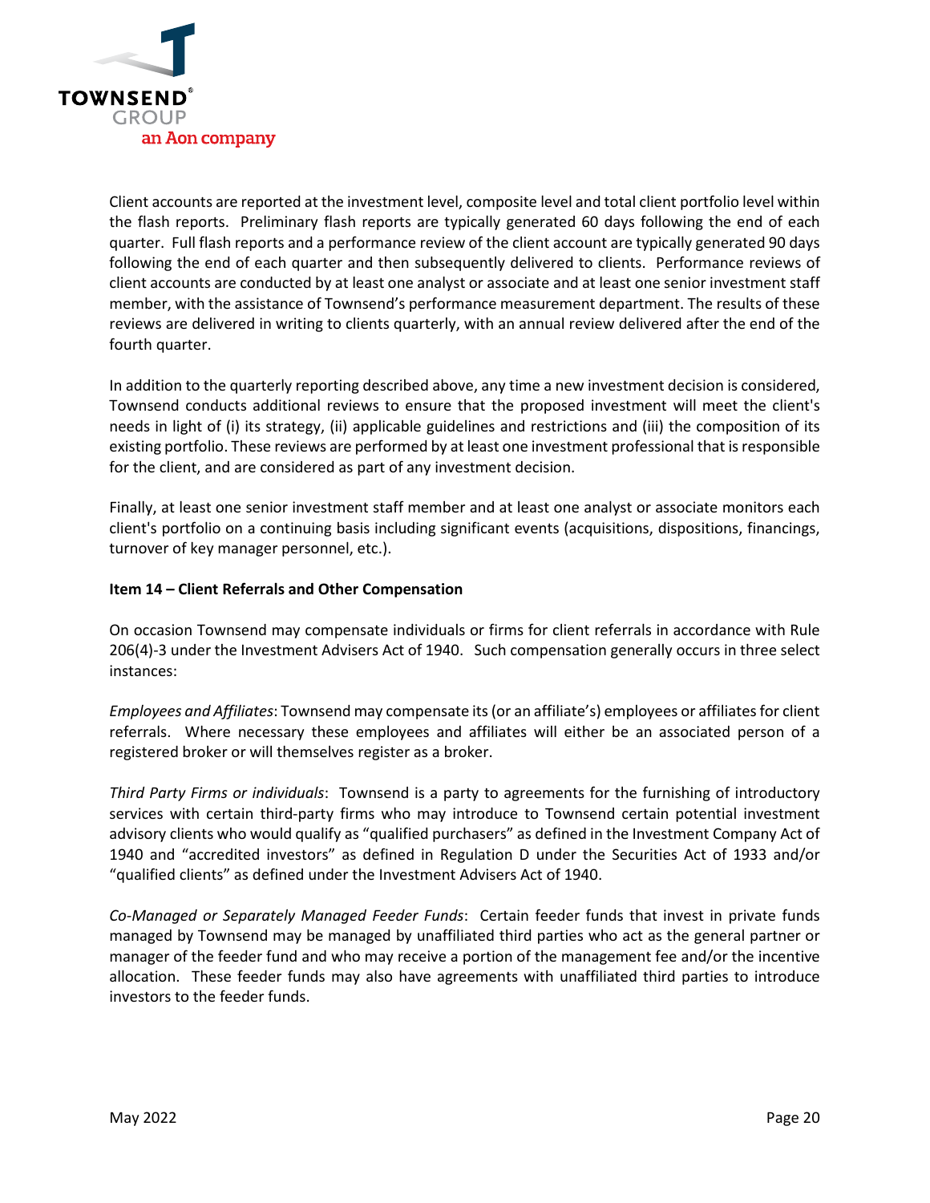Client accounts are reported at the investment level, composite level and total client portfolio level within the flash reports. Preliminary flash reports are typically generated 60 days following the end of each quarter. Full flash reports and a performance review of the client account are typically generated 90 days following the end of each quarter and then subsequently delivered to clients. Performance reviews of client accounts are conducted by at least one analyst or associate and at least one senior investment staff member, with the assistance of Townsend's performance measurement department. The results of these reviews are delivered in writing to clients quarterly, with an annual review delivered after the end of the fourth quarter.

In addition to the quarterly reporting described above, any time a new investment decision is considered, Townsend conducts additional reviews to ensure that the proposed investment will meet the client's needs in light of (i) its strategy, (ii) applicable guidelines and restrictions and (iii) the composition of its existing portfolio. These reviews are performed by at least one investment professional that is responsible for the client, and are considered as part of any investment decision.

Finally, at least one senior investment staff member and at least one analyst or associate monitors each client's portfolio on a continuing basis including significant events (acquisitions, dispositions, financings, turnover of key manager personnel, etc.).

**Item 14 – Client Referrals and Other Compensation**

On occasion Townsend may compensate individuals or firms for client referrals in accordance with Rule 206(4)-3 under the Investment Advisers Act of 1940. Such compensation generally occurs in three select instances:

*Employees and Affiliates*: Townsend may compensate its (or an affiliate's) employees or affiliates for client referrals. Where necessary these employees and affiliates will either be an associated person of a registered broker or will themselves register as a broker.

*Third Party Firms or individuals*: Townsend is a party to agreements for the furnishing of introductory services with certain third-party firms who may introduce to Townsend certain potential investment advisory clients who would qualify as "qualified purchasers" as defined in the Investment Company Act of 1940 and "accredited investors" as defined in Regulation D under the Securities Act of 1933 and/or "qualified clients" as defined under the Investment Advisers Act of 1940.

*Co-Managed or Separately Managed Feeder Funds*: Certain feeder funds that invest in private funds managed by Townsend may be managed by unaffiliated third parties who act as the general partner or manager of the feeder fund and who may receive a portion of the management fee and/or the incentive allocation. These feeder funds may also have agreements with unaffiliated third parties to introduce investors to the feeder funds.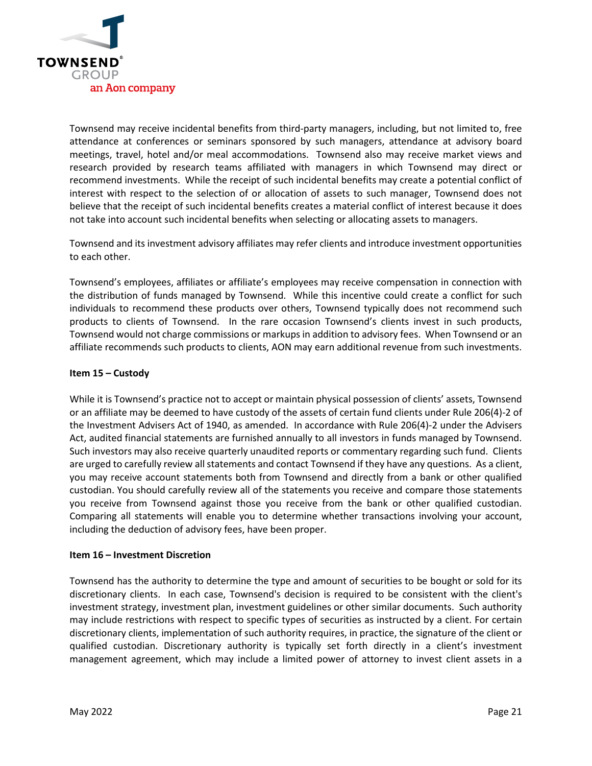Townsend may receive incidental benefits from third-party managers, including, but not limited to, free attendance at conferences or seminars sponsored by such managers, attendance at advisory board meetings, travel, hotel and/or meal accommodations. Townsend also may receive market views and research provided by research teams affiliated with managers in which Townsend may direct or recommend investments. While the receipt of such incidental benefits may create a potential conflict of interest with respect to the selection of or allocation of assets to such manager, Townsend does not believe that the receipt of such incidental benefits creates a material conflict of interest because it does not take into account such incidental benefits when selecting or allocating assets to managers.

Townsend and its investment advisory affiliates may refer clients and introduce investment opportunities to each other.

Townsend's employees, affiliates or affiliate's employees may receive compensation in connection with the distribution of funds managed by Townsend. While this incentive could create a conflict for such individuals to recommend these products over others, Townsend typically does not recommend such products to clients of Townsend. In the rare occasion Townsend's clients invest in such products, Townsend would not charge commissions or markups in addition to advisory fees. When Townsend or an affiliate recommends such products to clients, AON may earn additional revenue from such investments.

**Item 15 – Custody**

While it is Townsend's practice not to accept or maintain physical possession of clients' assets, Townsend or an affiliate may be deemed to have custody of the assets of certain fund clients under Rule 206(4)-2 of the Investment Advisers Act of 1940, as amended. In accordance with Rule 206(4)-2 under the Advisers Act, audited financial statements are furnished annually to all investors in funds managed by Townsend. Such investors may also receive quarterly unaudited reports or commentary regarding such fund. Clients are urged to carefully review all statements and contact Townsend if they have any questions. As a client, you may receive account statements both from Townsend and directly from a bank or other qualified custodian. You should carefully review all of the statements you receive and compare those statements you receive from Townsend against those you receive from the bank or other qualified custodian. Comparing all statements will enable you to determine whether transactions involving your account, including the deduction of advisory fees, have been proper.

**Item 16 – Investment Discretion**

Townsend has the authority to determine the type and amount of securities to be bought or sold for its discretionary clients. In each case, Townsend's decision is required to be consistent with the client's investment strategy, investment plan, investment guidelines or other similar documents. Such authority may include restrictions with respect to specific types of securities as instructed by a client. For certain discretionary clients, implementation of such authority requires, in practice, the signature of the client or qualified custodian. Discretionary authority is typically set forth directly in a client's investment management agreement, which may include a limited power of attorney to invest client assets in a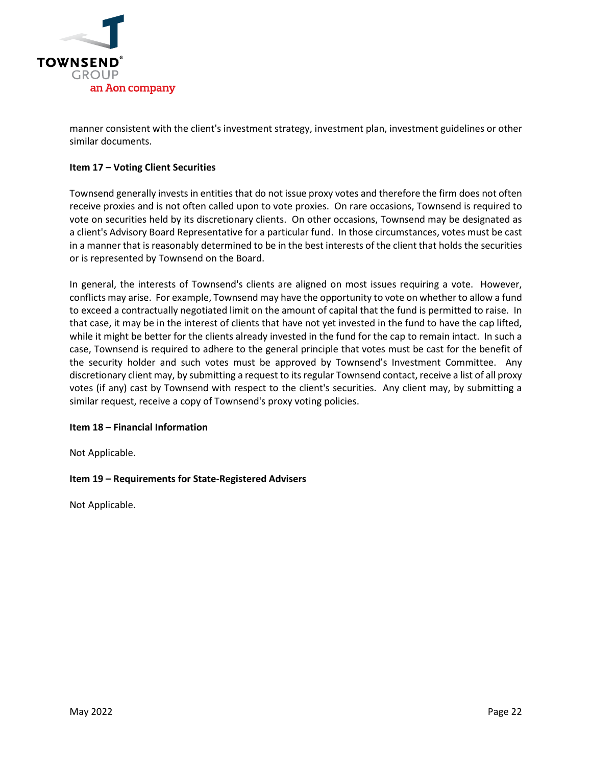manner consistent with the client's investment strategy, investment plan, investment guidelines or other similar documents.

**Item 17 – Voting Client Securities**

Townsend generally invests in entities that do not issue proxy votes and therefore the firm does not often receive proxies and is not often called upon to vote proxies. On rare occasions, Townsend is required to vote on securities held by its discretionary clients. On other occasions, Townsend may be designated as a client's Advisory Board Representative for a particular fund. In those circumstances, votes must be cast in a manner that is reasonably determined to be in the best interests of the client that holds the securities or is represented by Townsend on the Board.

In general, the interests of Townsend's clients are aligned on most issues requiring a vote. However, conflicts may arise. For example, Townsend may have the opportunity to vote on whether to allow a fund to exceed a contractually negotiated limit on the amount of capital that the fund is permitted to raise. In that case, it may be in the interest of clients that have not yet invested in the fund to have the cap lifted, while it might be better for the clients already invested in the fund for the cap to remain intact. In such a case, Townsend is required to adhere to the general principle that votes must be cast for the benefit of the security holder and such votes must be approved by Townsend's Investment Committee. Any discretionary client may, by submitting a request to its regular Townsend contact, receive a list of all proxy votes (if any) cast by Townsend with respect to the client's securities. Any client may, by submitting a similar request, receive a copy of Townsend's proxy voting policies.

**Item 18 – Financial Information**

Not Applicable.

**Item 19 – Requirements for State-Registered Advisers**

Not Applicable.